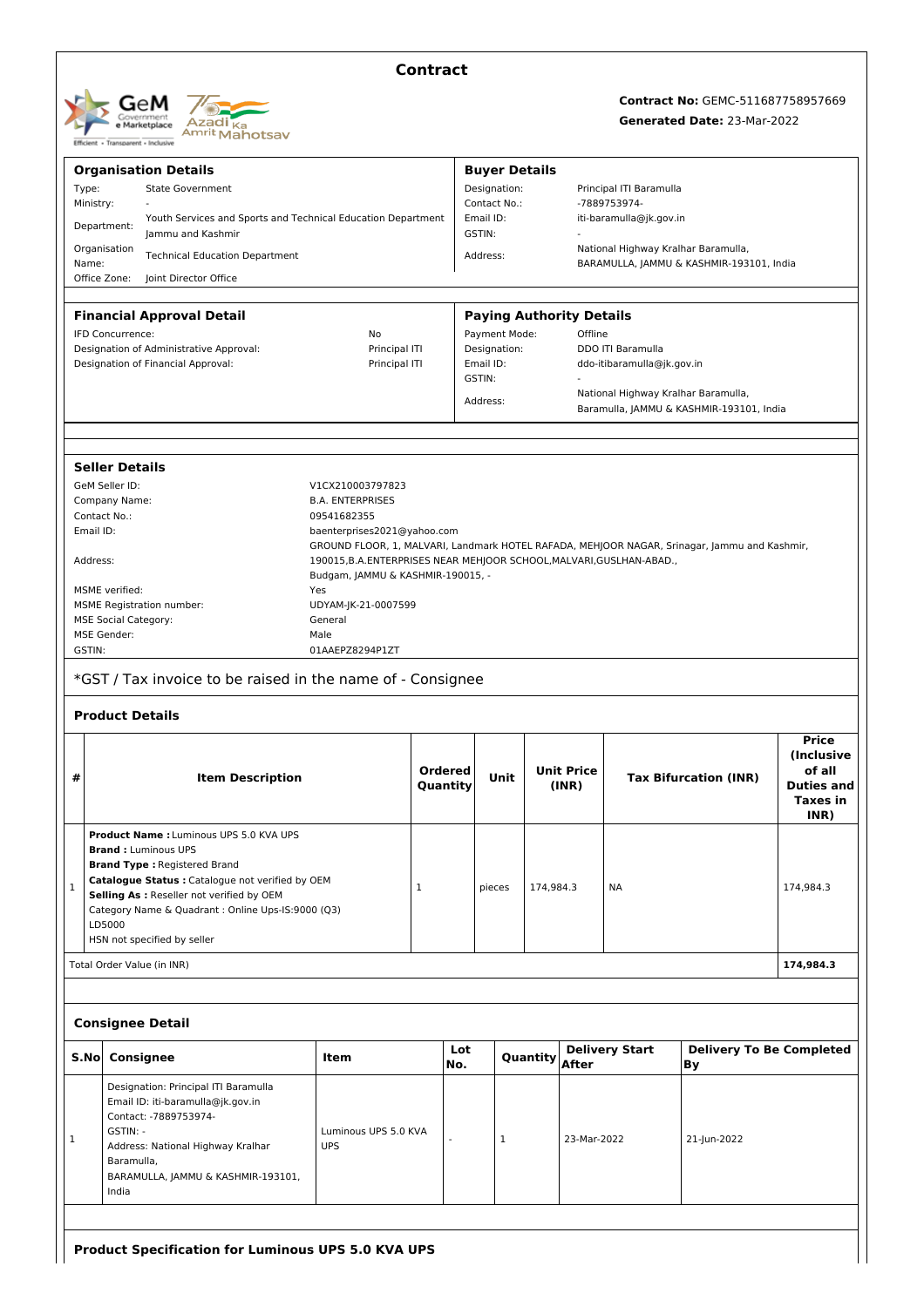# Contract

**Contract No:** GEMC-511687758957669
**Generated Date:** 23-Mar-2022

## Organisation Details

| | |
|---|---|
| Type: | State Government |
| Ministry: | - |
| Department: | Youth Services and Sports and Technical Education Department Jammu and Kashmir |
| Organisation Name: | Technical Education Department |
| Office Zone: | Joint Director Office |

## Buyer Details

| | |
|---|---|
| Designation: | Principal ITI Baramulla |
| Contact No.: | -7889753974- |
| Email ID: | iti-baramulla@jk.gov.in |
| GSTIN: | - |
| Address: | National Highway Kralhar Baramulla, BARAMULLA, JAMMU & KASHMIR-193101, India |

## Financial Approval Detail

| | |
|---|---|
| IFD Concurrence: | No |
| Designation of Administrative Approval: | Principal ITI |
| Designation of Financial Approval: | Principal ITI |

## Paying Authority Details

| | |
|---|---|
| Payment Mode: | Offline |
| Designation: | DDO ITI Baramulla |
| Email ID: | ddo-itibaramulla@jk.gov.in |
| GSTIN: | - |
| Address: | National Highway Kralhar Baramulla, Baramulla, JAMMU & KASHMIR-193101, India |

## Seller Details

| | |
|---|---|
| GeM Seller ID: | V1CX210003797823 |
| Company Name: | B.A. ENTERPRISES |
| Contact No.: | 09541682355 |
| Email ID: | baenterprises2021@yahoo.com |
| Address: | GROUND FLOOR, 1, MALVARI, Landmark HOTEL RAFADA, MEHJOOR NAGAR, Srinagar, Jammu and Kashmir, 190015,B.A.ENTERPRISES NEAR MEHJOOR SCHOOL,MALVARI,GUSLHAN-ABAD., Budgam, JAMMU & KASHMIR-190015, - |
| MSME verified: | Yes |
| MSME Registration number: | UDYAM-JK-21-0007599 |
| MSE Social Category: | General |
| MSE Gender: | Male |
| GSTIN: | 01AAEPZ8294P1ZT |

*GST / Tax invoice to be raised in the name of - Consignee

## Product Details

| # | Item Description | Ordered Quantity | Unit | Unit Price (INR) | Tax Bifurcation (INR) | Price (Inclusive of all Duties and Taxes in INR) |
|---|---|---|---|---|---|---|
| 1 | **Product Name :** Luminous UPS 5.0 KVA UPS<br>**Brand :** Luminous UPS<br>**Brand Type :** Registered Brand<br>**Catalogue Status :** Catalogue not verified by OEM<br>**Selling As :** Reseller not verified by OEM<br>Category Name & Quadrant : Online Ups-IS:9000 (Q3)<br>LD5000<br>HSN not specified by seller | 1 | pieces | 174,984.3 | NA | 174,984.3 |
| Total Order Value (in INR) | | | | | | **174,984.3** |

## Consignee Detail

| S.No | Consignee | Item | Lot No. | Quantity | Delivery Start After | Delivery To Be Completed By |
|---|---|---|---|---|---|---|
| 1 | Designation: Principal ITI Baramulla<br>Email ID: iti-baramulla@jk.gov.in<br>Contact: -7889753974-<br>GSTIN: -<br>Address: National Highway Kralhar Baramulla, BARAMULLA, JAMMU & KASHMIR-193101, India | Luminous UPS 5.0 KVA UPS | - | 1 | 23-Mar-2022 | 21-Jun-2022 |

## Product Specification for Luminous UPS 5.0 KVA UPS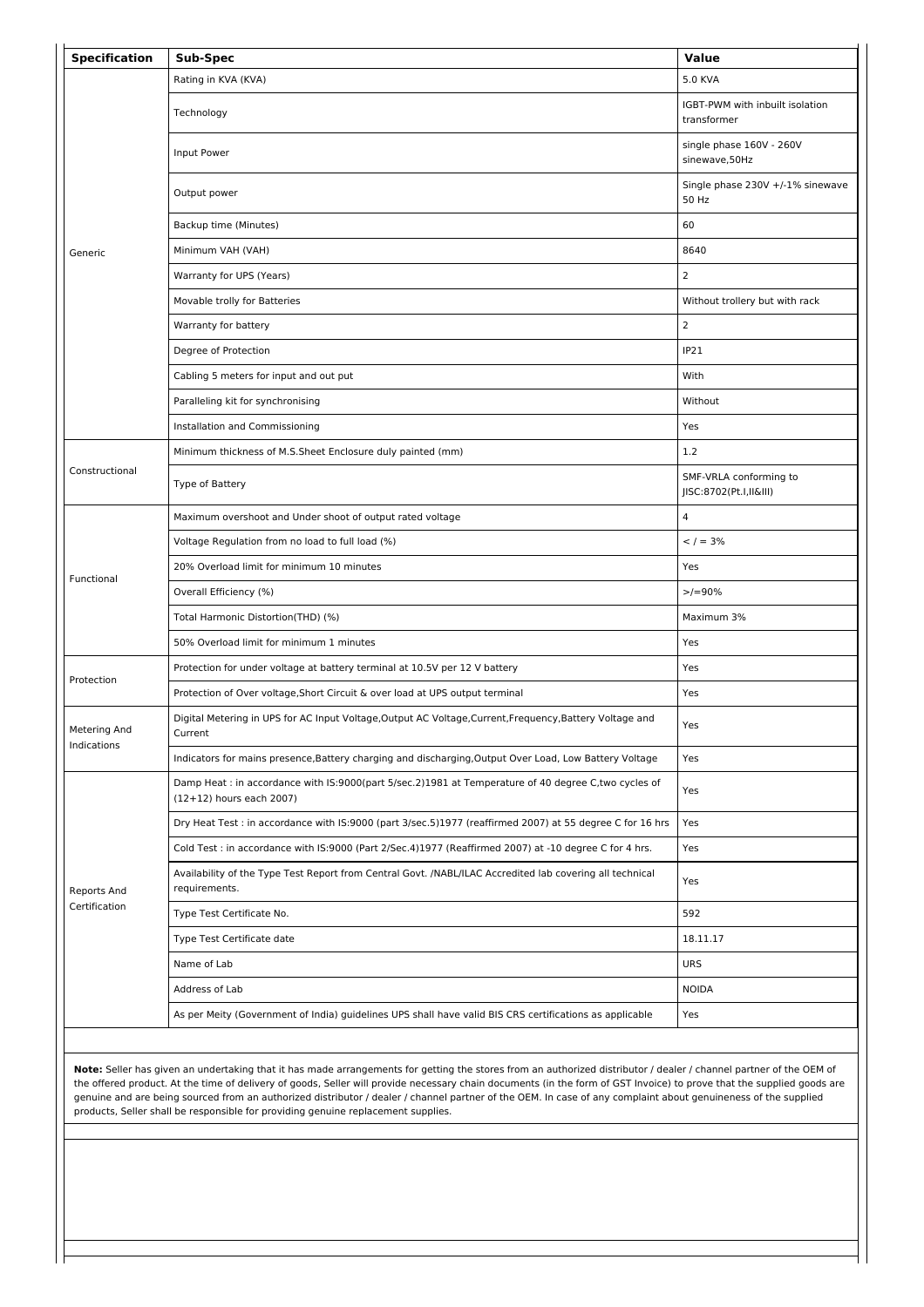| Specification | Sub-Spec | Value |
|---|---|---|
| Generic | Rating in KVA (KVA) | 5.0 KVA |
| | Technology | IGBT-PWM with inbuilt isolation transformer |
| | Input Power | single phase 160V - 260V sinewave,50Hz |
| | Output power | Single phase 230V +/-1% sinewave 50 Hz |
| | Backup time (Minutes) | 60 |
| | Minimum VAH (VAH) | 8640 |
| | Warranty for UPS (Years) | 2 |
| | Movable trolly for Batteries | Without trollery but with rack |
| | Warranty for battery | 2 |
| | Degree of Protection | IP21 |
| | Cabling 5 meters for input and out put | With |
| | Paralleling kit for synchronising | Without |
| | Installation and Commissioning | Yes |
| Constructional | Minimum thickness of M.S.Sheet Enclosure duly painted (mm) | 1.2 |
| | Type of Battery | SMF-VRLA conforming to JISC:8702(Pt.I,II&III) |
| Functional | Maximum overshoot and Under shoot of output rated voltage | 4 |
| | Voltage Regulation from no load to full load (%) | < / = 3% |
| | 20% Overload limit for minimum 10 minutes | Yes |
| | Overall Efficiency (%) | >/=90% |
| | Total Harmonic Distortion(THD) (%) | Maximum 3% |
| | 50% Overload limit for minimum 1 minutes | Yes |
| Protection | Protection for under voltage at battery terminal at 10.5V per 12 V battery | Yes |
| | Protection of Over voltage,Short Circuit & over load at UPS output terminal | Yes |
| Metering And Indications | Digital Metering in UPS for AC Input Voltage,Output AC Voltage,Current,Frequency,Battery Voltage and Current | Yes |
| | Indicators for mains presence,Battery charging and discharging,Output Over Load, Low Battery Voltage | Yes |
| Reports And Certification | Damp Heat : in accordance with IS:9000(part 5/sec.2)1981 at Temperature of 40 degree C,two cycles of (12+12) hours each 2007) | Yes |
| | Dry Heat Test : in accordance with IS:9000 (part 3/sec.5)1977 (reaffirmed 2007) at 55 degree C for 16 hrs | Yes |
| | Cold Test : in accordance with IS:9000 (Part 2/Sec.4)1977 (Reaffirmed 2007) at -10 degree C for 4 hrs. | Yes |
| | Availability of the Type Test Report from Central Govt. /NABL/ILAC Accredited lab covering all technical requirements. | Yes |
| | Type Test Certificate No. | 592 |
| | Type Test Certificate date | 18.11.17 |
| | Name of Lab | URS |
| | Address of Lab | NOIDA |
| | As per Meity (Government of India) guidelines UPS shall have valid BIS CRS certifications as applicable | Yes |

**Note:** Seller has given an undertaking that it has made arrangements for getting the stores from an authorized distributor / dealer / channel partner of the OEM of the offered product. At the time of delivery of goods, Seller will provide necessary chain documents (in the form of GST Invoice) to prove that the supplied goods are genuine and are being sourced from an authorized distributor / dealer / channel partner of the OEM. In case of any complaint about genuineness of the supplied products, Seller shall be responsible for providing genuine replacement supplies.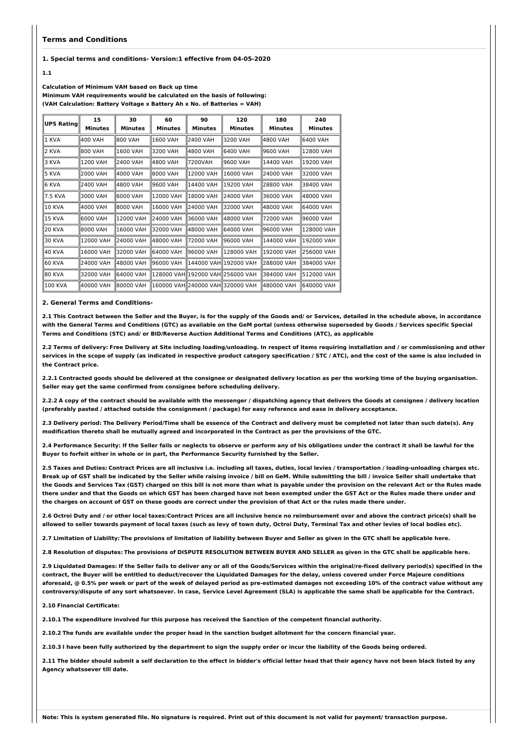## Terms and Conditions

**1. Special terms and conditions- Version:1 effective from 04-05-2020**

**1.1**

**Calculation of Minimum VAH based on Back up time**
**Minimum VAH requirements would be calculated on the basis of following:**
**(VAH Calculation: Battery Voltage x Battery Ah x No. of Batteries = VAH)**

| UPS Rating | 15 Minutes | 30 Minutes | 60 Minutes | 90 Minutes | 120 Minutes | 180 Minutes | 240 Minutes |
|---|---|---|---|---|---|---|---|
| 1 KVA | 400 VAH | 800 VAH | 1600 VAH | 2400 VAH | 3200 VAH | 4800 VAH | 6400 VAH |
| 2 KVA | 800 VAH | 1600 VAH | 3200 VAH | 4800 VAH | 6400 VAH | 9600 VAH | 12800 VAH |
| 3 KVA | 1200 VAH | 2400 VAH | 4800 VAH | 7200VAH | 9600 VAH | 14400 VAH | 19200 VAH |
| 5 KVA | 2000 VAH | 4000 VAH | 8000 VAH | 12000 VAH | 16000 VAH | 24000 VAH | 32000 VAH |
| 6 KVA | 2400 VAH | 4800 VAH | 9600 VAH | 14400 VAH | 19200 VAH | 28800 VAH | 38400 VAH |
| 7.5 KVA | 3000 VAH | 6000 VAH | 12000 VAH | 18000 VAH | 24000 VAH | 36000 VAH | 48000 VAH |
| 10 KVA | 4000 VAH | 8000 VAH | 16000 VAH | 24000 VAH | 32000 VAH | 48000 VAH | 64000 VAH |
| 15 KVA | 6000 VAH | 12000 VAH | 24000 VAH | 36000 VAH | 48000 VAH | 72000 VAH | 96000 VAH |
| 20 KVA | 8000 VAH | 16000 VAH | 32000 VAH | 48000 VAH | 64000 VAH | 96000 VAH | 128000 VAH |
| 30 KVA | 12000 VAH | 24000 VAH | 48000 VAH | 72000 VAH | 96000 VAH | 144000 VAH | 192000 VAH |
| 40 KVA | 16000 VAH | 32000 VAH | 64000 VAH | 96000 VAH | 128000 VAH | 192000 VAH | 256000 VAH |
| 60 KVA | 24000 VAH | 48000 VAH | 96000 VAH | 144000 VAH | 192000 VAH | 288000 VAH | 384000 VAH |
| 80 KVA | 32000 VAH | 64000 VAH | 128000 VAH | 192000 VAH | 256000 VAH | 384000 VAH | 512000 VAH |
| 100 KVA | 40000 VAH | 80000 VAH | 160000 VAH | 240000 VAH | 320000 VAH | 480000 VAH | 640000 VAH |

**2. General Terms and Conditions-**

**2.1 This Contract between the Seller and the Buyer, is for the supply of the Goods and/ or Services, detailed in the schedule above, in accordance with the General Terms and Conditions (GTC) as available on the GeM portal (unless otherwise superseded by Goods / Services specific Special Terms and Conditions (STC) and/ or BID/Reverse Auction Additional Terms and Conditions (ATC), as applicable**

**2.2 Terms of delivery: Free Delivery at Site including loading/unloading. In respect of items requiring installation and / or commissioning and other services in the scope of supply (as indicated in respective product category specification / STC / ATC), and the cost of the same is also included in the Contract price.**

**2.2.1 Contracted goods should be delivered at the consignee or designated delivery location as per the working time of the buying organisation. Seller may get the same confirmed from consignee before scheduling delivery.**

**2.2.2 A copy of the contract should be available with the messenger / dispatching agency that delivers the Goods at consignee / delivery location (preferably pasted / attached outside the consignment / package) for easy reference and ease in delivery acceptance.**

**2.3 Delivery period: The Delivery Period/Time shall be essence of the Contract and delivery must be completed not later than such date(s). Any modification thereto shall be mutually agreed and incorporated in the Contract as per the provisions of the GTC.**

**2.4 Performance Security: If the Seller fails or neglects to observe or perform any of his obligations under the contract it shall be lawful for the Buyer to forfeit either in whole or in part, the Performance Security furnished by the Seller.**

**2.5 Taxes and Duties: Contract Prices are all inclusive i.e. including all taxes, duties, local levies / transportation / loading-unloading charges etc. Break up of GST shall be indicated by the Seller while raising invoice / bill on GeM. While submitting the bill / invoice Seller shall undertake that the Goods and Services Tax (GST) charged on this bill is not more than what is payable under the provision on the relevant Act or the Rules made there under and that the Goods on which GST has been charged have not been exempted under the GST Act or the Rules made there under and the charges on account of GST on these goods are correct under the provision of that Act or the rules made there under.**

**2.6 Octroi Duty and / or other local taxes:Contract Prices are all inclusive hence no reimbursement over and above the contract price(s) shall be allowed to seller towards payment of local taxes (such as levy of town duty, Octroi Duty, Terminal Tax and other levies of local bodies etc).**

**2.7 Limitation of Liability: The provisions of limitation of liability between Buyer and Seller as given in the GTC shall be applicable here.**

**2.8 Resolution of disputes: The provisions of DISPUTE RESOLUTION BETWEEN BUYER AND SELLER as given in the GTC shall be applicable here.**

**2.9 Liquidated Damages: If the Seller fails to deliver any or all of the Goods/Services within the original/re-fixed delivery period(s) specified in the contract, the Buyer will be entitled to deduct/recover the Liquidated Damages for the delay, unless covered under Force Majeure conditions aforesaid, @ 0.5% per week or part of the week of delayed period as pre-estimated damages not exceeding 10% of the contract value without any controversy/dispute of any sort whatsoever. In case, Service Level Agreement (SLA) is applicable the same shall be applicable for the Contract.**

**2.10 Financial Certificate:**

**2.10.1 The expenditure involved for this purpose has received the Sanction of the competent financial authority.**

**2.10.2 The funds are available under the proper head in the sanction budget allotment for the concern financial year.**

**2.10.3 I have been fully authorized by the department to sign the supply order or incur the liability of the Goods being ordered.**

**2.11 The bidder should submit a self declaration to the effect in bidder's official letter head that their agency have not been black listed by any Agency whatsoever till date.**

**Note: This is system generated file. No signature is required. Print out of this document is not valid for payment/ transaction purpose.**